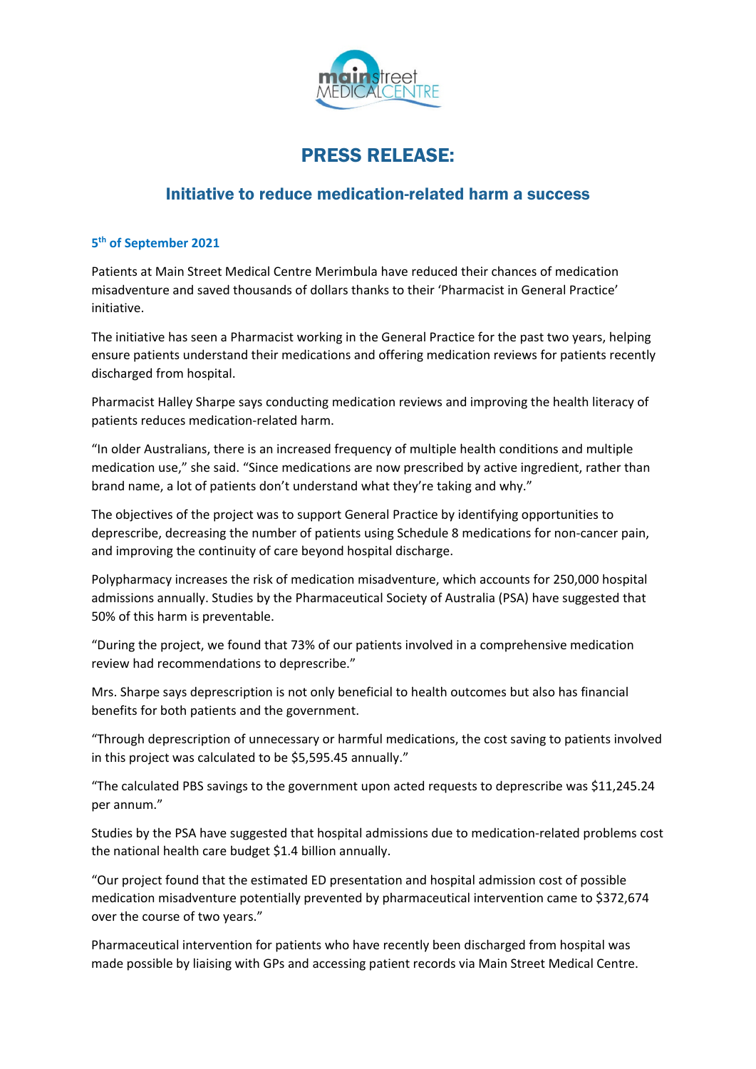# PRESS RELEASE:

## Initiative to reduce medication-related harm a success

**5th of September 2021**

Patients at Main Street Medical Centre Merimbula have reduced their chances of medication misadventure and saved thousands of dollars thanks to their 'Pharmacist in General Practice' initiative.

The initiative has seen a Pharmacist working in the General Practice for the past two years, helping ensure patients understand their medications and offering medication reviews for patients recently discharged from hospital.

Pharmacist Halley Sharpe says conducting medication reviews and improving the health literacy of patients reduces medication-related harm.

"In older Australians, there is an increased frequency of multiple health conditions and multiple medication use," she said. "Since medications are now prescribed by active ingredient, rather than brand name, a lot of patients don't understand what they're taking and why."

The objectives of the project was to support General Practice by identifying opportunities to deprescribe, decreasing the number of patients using Schedule 8 medications for non-cancer pain, and improving the continuity of care beyond hospital discharge.

Polypharmacy increases the risk of medication misadventure, which accounts for 250,000 hospital admissions annually. Studies by the Pharmaceutical Society of Australia (PSA) have suggested that 50% of this harm is preventable.

"During the project, we found that 73% of our patients involved in a comprehensive medication review had recommendations to deprescribe."

Mrs. Sharpe says deprescription is not only beneficial to health outcomes but also has financial benefits for both patients and the government.

"Through deprescription of unnecessary or harmful medications, the cost saving to patients involved in this project was calculated to be $5,595.45 annually."

"The calculated PBS savings to the government upon acted requests to deprescribe was $11,245.24 per annum."

Studies by the PSA have suggested that hospital admissions due to medication-related problems cost the national health care budget $1.4 billion annually.

"Our project found that the estimated ED presentation and hospital admission cost of possible medication misadventure potentially prevented by pharmaceutical intervention came to $372,674 over the course of two years."

Pharmaceutical intervention for patients who have recently been discharged from hospital was made possible by liaising with GPs and accessing patient records via Main Street Medical Centre.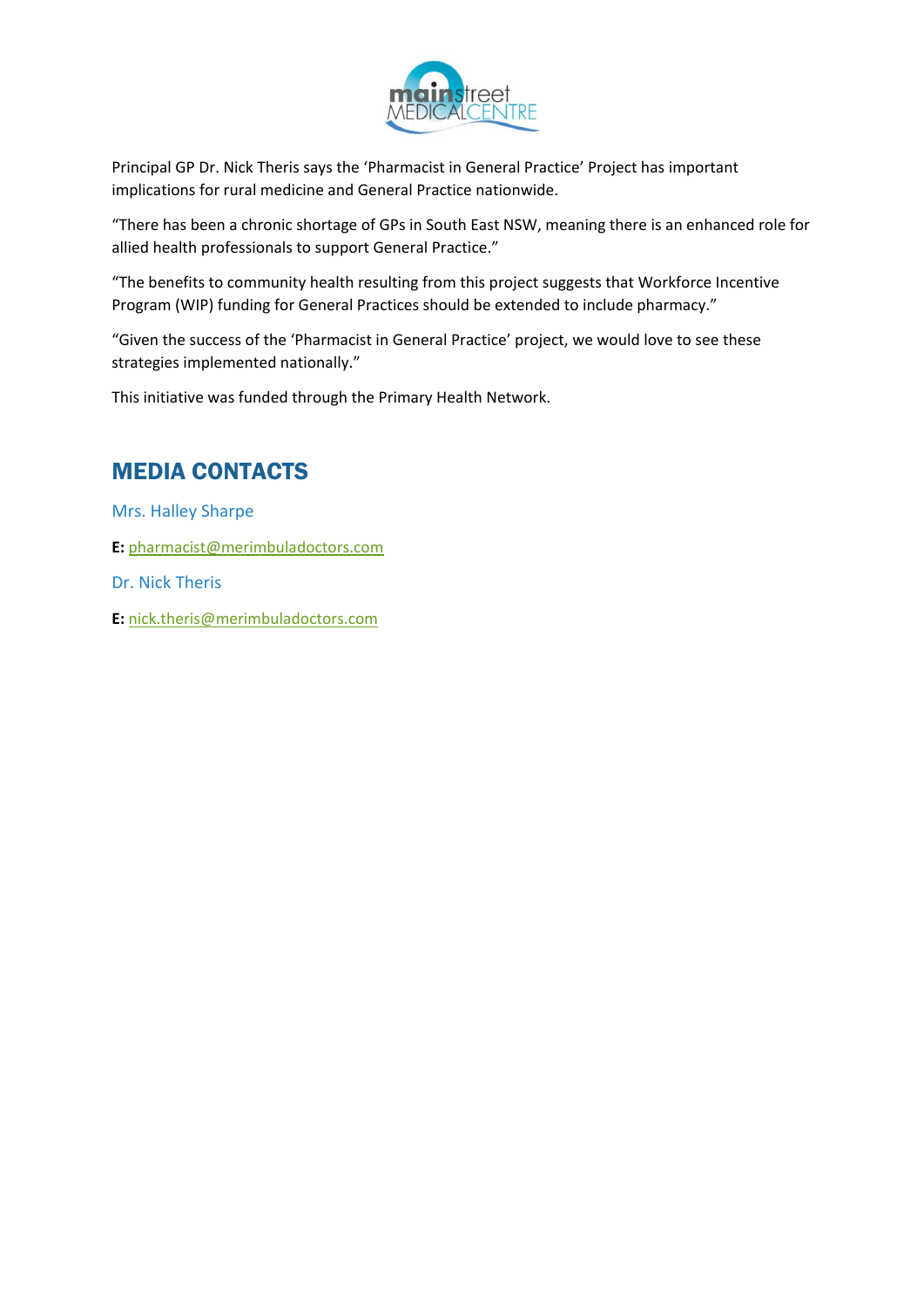Principal GP Dr. Nick Theris says the 'Pharmacist in General Practice' Project has important implications for rural medicine and General Practice nationwide.

"There has been a chronic shortage of GPs in South East NSW, meaning there is an enhanced role for allied health professionals to support General Practice."

"The benefits to community health resulting from this project suggests that Workforce Incentive Program (WIP) funding for General Practices should be extended to include pharmacy."

"Given the success of the 'Pharmacist in General Practice' project, we would love to see these strategies implemented nationally."

This initiative was funded through the Primary Health Network.

## MEDIA CONTACTS

Mrs. Halley Sharpe

**E:** pharmacist@merimbuladoctors.com

Dr. Nick Theris

**E:** nick.theris@merimbuladoctors.com